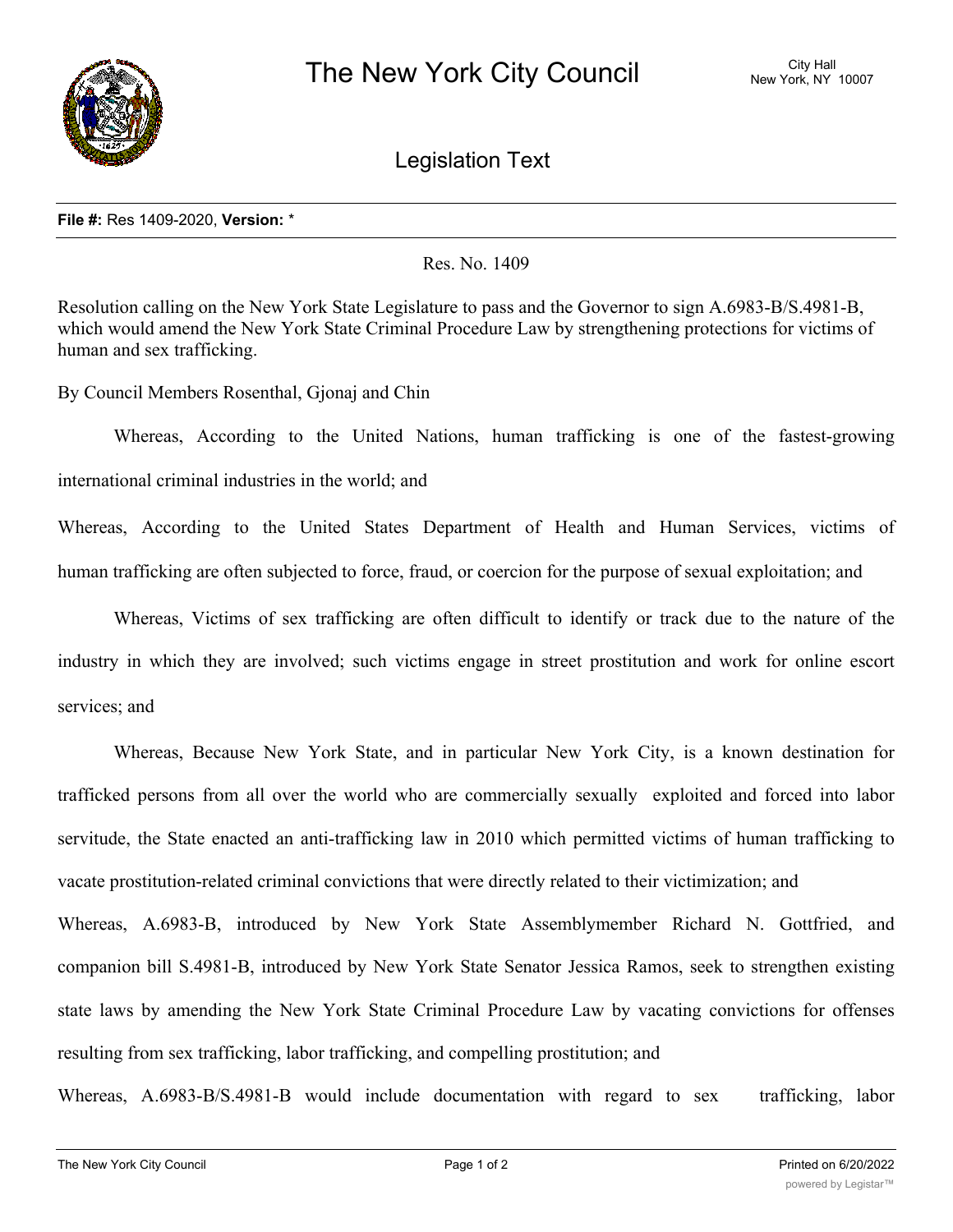# The New York City Council

City Hall
New York, NY 10007

## Legislation Text

**File #:** Res 1409-2020, **Version:** *

Res. No. 1409

Resolution calling on the New York State Legislature to pass and the Governor to sign A.6983-B/S.4981-B, which would amend the New York State Criminal Procedure Law by strengthening protections for victims of human and sex trafficking.

By Council Members Rosenthal, Gjonaj and Chin

Whereas, According to the United Nations, human trafficking is one of the fastest-growing international criminal industries in the world; and

Whereas, According to the United States Department of Health and Human Services, victims of human trafficking are often subjected to force, fraud, or coercion for the purpose of sexual exploitation; and

Whereas, Victims of sex trafficking are often difficult to identify or track due to the nature of the industry in which they are involved; such victims engage in street prostitution and work for online escort services; and

Whereas, Because New York State, and in particular New York City, is a known destination for trafficked persons from all over the world who are commercially sexually exploited and forced into labor servitude, the State enacted an anti-trafficking law in 2010 which permitted victims of human trafficking to vacate prostitution-related criminal convictions that were directly related to their victimization; and

Whereas, A.6983-B, introduced by New York State Assemblymember Richard N. Gottfried, and companion bill S.4981-B, introduced by New York State Senator Jessica Ramos, seek to strengthen existing state laws by amending the New York State Criminal Procedure Law by vacating convictions for offenses resulting from sex trafficking, labor trafficking, and compelling prostitution; and

Whereas, A.6983-B/S.4981-B would include documentation with regard to sex trafficking, labor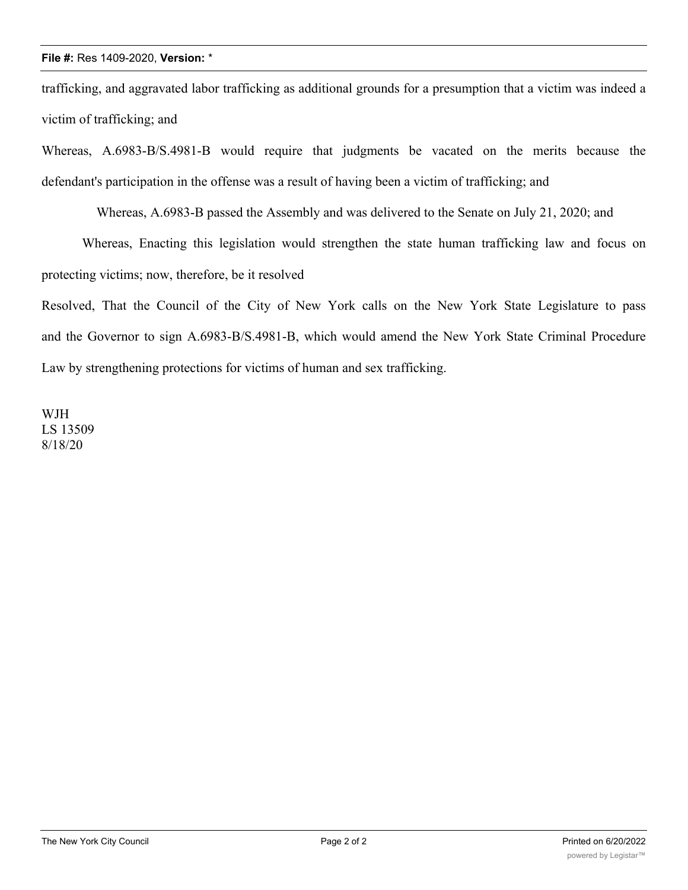trafficking, and aggravated labor trafficking as additional grounds for a presumption that a victim was indeed a victim of trafficking; and

Whereas, A.6983-B/S.4981-B would require that judgments be vacated on the merits because the defendant's participation in the offense was a result of having been a victim of trafficking; and

Whereas, A.6983-B passed the Assembly and was delivered to the Senate on July 21, 2020; and

Whereas, Enacting this legislation would strengthen the state human trafficking law and focus on protecting victims; now, therefore, be it resolved

Resolved, That the Council of the City of New York calls on the New York State Legislature to pass and the Governor to sign A.6983-B/S.4981-B, which would amend the New York State Criminal Procedure Law by strengthening protections for victims of human and sex trafficking.

WJH
LS 13509
8/18/20